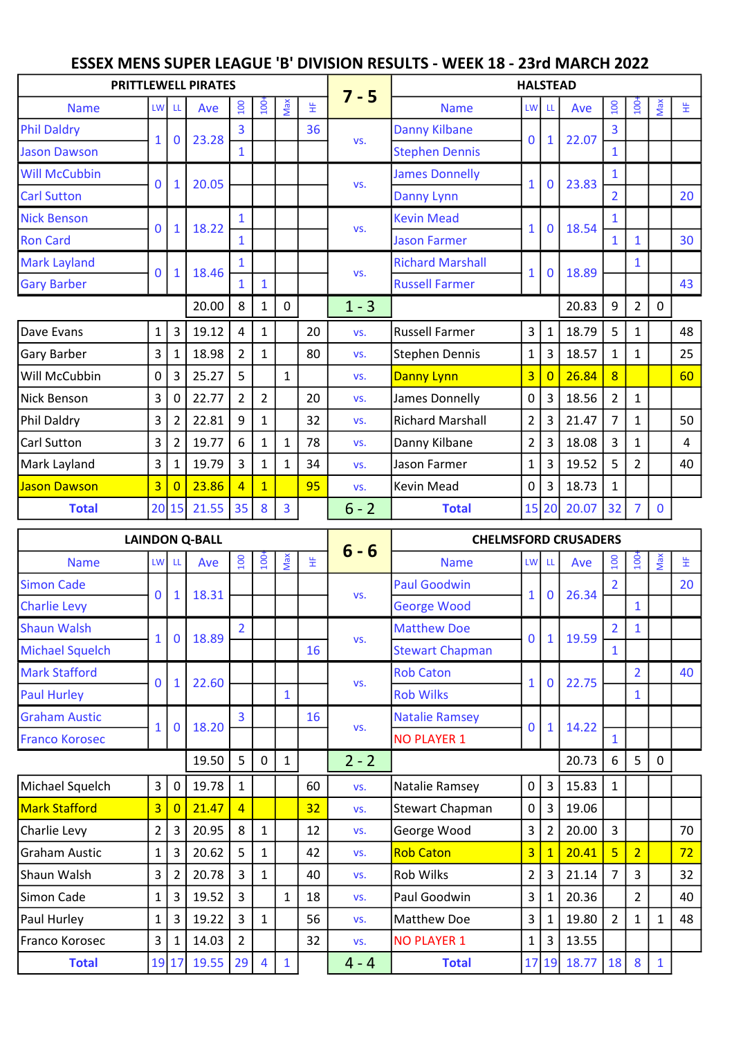# ESSEX MENS SUPER LEAGUE 'B' DIVISION RESULTS - WEEK 18 - 23rd MARCH 2022

| PRITTLEWELL PIRATES | | | | | | | | 7 - 5 | HALSTEAD | | | | | | | |
|---|---|---|---|---|---|---|---|---|---|---|---|---|---|---|---|---|
| Name | LW | LL | Ave | 100 | 100+ | Max | HF | | Name | LW | LL | Ave | 100 | 100+ | Max | HF |
| Phil Daldry | 1 | 0 | 23.28 | 3 | | | 36 | vs. | Danny Kilbane | 0 | 1 | 22.07 | 3 | | | |
| Jason Dawson | | | | 1 | | | | | Stephen Dennis | | | | 1 | | | |
| Will McCubbin | 0 | 1 | 20.05 | | | | | vs. | James Donnelly | 1 | 0 | 23.83 | 1 | | | |
| Carl Sutton | | | | | | | | | Danny Lynn | | | | 2 | | | 20 |
| Nick Benson | 0 | 1 | 18.22 | 1 | | | | vs. | Kevin Mead | 1 | 0 | 18.54 | 1 | | | |
| Ron Card | | | | 1 | | | | | Jason Farmer | | | | 1 | 1 | | 30 |
| Mark Layland | 0 | 1 | 18.46 | 1 | | | | vs. | Richard Marshall | 1 | 0 | 18.89 | | 1 | | |
| Gary Barber | | | | 1 | 1 | | | | Russell Farmer | | | | | | | 43 |
| | | | 20.00 | 8 | 1 | 0 | | 1 - 3 | | | | 20.83 | 9 | 2 | 0 | |
| Dave Evans | 1 | 3 | 19.12 | 4 | 1 | | 20 | vs. | Russell Farmer | 3 | 1 | 18.79 | 5 | 1 | | 48 |
| Gary Barber | 3 | 1 | 18.98 | 2 | 1 | | 80 | vs. | Stephen Dennis | 1 | 3 | 18.57 | 1 | 1 | | 25 |
| Will McCubbin | 0 | 3 | 25.27 | 5 | | 1 | | vs. | Danny Lynn | 3 | 0 | 26.84 | 8 | | | 60 |
| Nick Benson | 3 | 0 | 22.77 | 2 | 2 | | 20 | vs. | James Donnelly | 0 | 3 | 18.56 | 2 | 1 | | |
| Phil Daldry | 3 | 2 | 22.81 | 9 | 1 | | 32 | vs. | Richard Marshall | 2 | 3 | 21.47 | 7 | 1 | | 50 |
| Carl Sutton | 3 | 2 | 19.77 | 6 | 1 | 1 | 78 | vs. | Danny Kilbane | 2 | 3 | 18.08 | 3 | 1 | | 4 |
| Mark Layland | 3 | 1 | 19.79 | 3 | 1 | 1 | 34 | vs. | Jason Farmer | 1 | 3 | 19.52 | 5 | 2 | | 40 |
| Jason Dawson | 3 | 0 | 23.86 | 4 | 1 | | 95 | vs. | Kevin Mead | 0 | 3 | 18.73 | 1 | | | |
| **Total** | 20 | 15 | 21.55 | 35 | 8 | 3 | | 6 - 2 | **Total** | 15 | 20 | 20.07 | 32 | 7 | 0 | |

| LAINDON Q-BALL | | | | | | | | 6 - 6 | CHELMSFORD CRUSADERS | | | | | | | |
|---|---|---|---|---|---|---|---|---|---|---|---|---|---|---|---|---|
| Name | LW | LL | Ave | 100 | 100+ | Max | HF | | Name | LW | LL | Ave | 100 | 100+ | Max | HF |
| Simon Cade | 0 | 1 | 18.31 | | | | | vs. | Paul Goodwin | 1 | 0 | 26.34 | 2 | | | 20 |
| Charlie Levy | | | | | | | | | George Wood | | | | | 1 | | |
| Shaun Walsh | 1 | 0 | 18.89 | 2 | | | | vs. | Matthew Doe | 0 | 1 | 19.59 | 2 | 1 | | |
| Michael Squelch | | | | | | | 16 | | Stewart Chapman | | | | 1 | | | |
| Mark Stafford | 0 | 1 | 22.60 | | | | | vs. | Rob Caton | 1 | 0 | 22.75 | | 2 | | 40 |
| Paul Hurley | | | | | | 1 | | | Rob Wilks | | | | | 1 | | |
| Graham Austic | 1 | 0 | 18.20 | 3 | | | 16 | vs. | Natalie Ramsey | 0 | 1 | 14.22 | | | | |
| Franco Korosec | | | | | | | | | NO PLAYER 1 | | | | 1 | | | |
| | | | 19.50 | 5 | 0 | 1 | | 2 - 2 | | | | 20.73 | 6 | 5 | 0 | |
| Michael Squelch | 3 | 0 | 19.78 | 1 | | | 60 | vs. | Natalie Ramsey | 0 | 3 | 15.83 | 1 | | | |
| Mark Stafford | 3 | 0 | 21.47 | 4 | | | 32 | vs. | Stewart Chapman | 0 | 3 | 19.06 | | | | |
| Charlie Levy | 2 | 3 | 20.95 | 8 | 1 | | 12 | vs. | George Wood | 3 | 2 | 20.00 | 3 | | | 70 |
| Graham Austic | 1 | 3 | 20.62 | 5 | 1 | | 42 | vs. | Rob Caton | 3 | 1 | 20.41 | 5 | 2 | | 72 |
| Shaun Walsh | 3 | 2 | 20.78 | 3 | 1 | | 40 | vs. | Rob Wilks | 2 | 3 | 21.14 | 7 | 3 | | 32 |
| Simon Cade | 1 | 3 | 19.52 | 3 | | 1 | 18 | vs. | Paul Goodwin | 3 | 1 | 20.36 | | 2 | | 40 |
| Paul Hurley | 1 | 3 | 19.22 | 3 | 1 | | 56 | vs. | Matthew Doe | 3 | 1 | 19.80 | 2 | 1 | 1 | 48 |
| Franco Korosec | 3 | 1 | 14.03 | 2 | | | 32 | vs. | NO PLAYER 1 | 1 | 3 | 13.55 | | | | |
| **Total** | 19 | 17 | 19.55 | 29 | 4 | 1 | | 4 - 4 | **Total** | 17 | 19 | 18.77 | 18 | 8 | 1 | |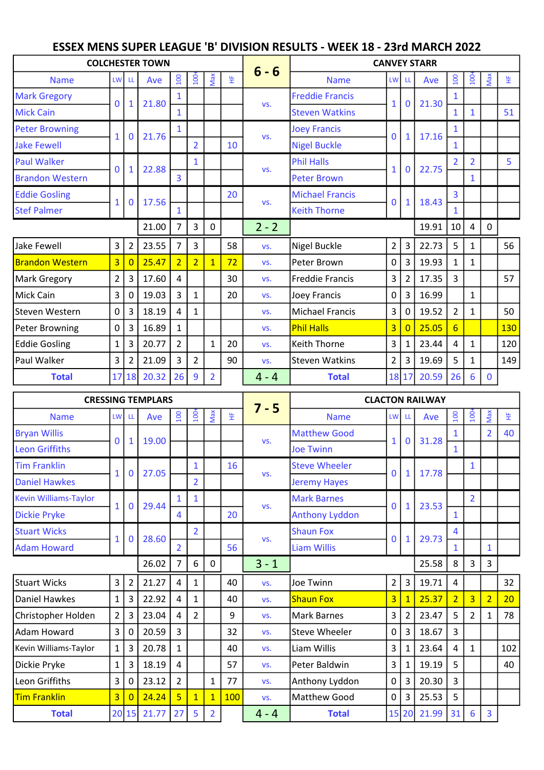# ESSEX MENS SUPER LEAGUE 'B' DIVISION RESULTS - WEEK 18 - 23rd MARCH 2022

| COLCHESTER TOWN | | | | | | | | 6 - 6 | CANVEY STARR | | | | | | | |
|---|---|---|---|---|---|---|---|---|---|---|---|---|---|---|---|---|
| Name | LW | LL | Ave | 100 | 100+ | Max | HF | | Name | LW | LL | Ave | 100 | 100+ | Max | HF |
| Mark Gregory | 0 | 1 | 21.80 | 1 | | | | vs. | Freddie Francis | 1 | 0 | 21.30 | 1 | | | |
| Mick Cain | | | | 1 | | | | | Steven Watkins | | | | 1 | 1 | | 51 |
| Peter Browning | 1 | 0 | 21.76 | 1 | | | | vs. | Joey Francis | 0 | 1 | 17.16 | 1 | | | |
| Jake Fewell | | | | | 2 | | 10 | | Nigel Buckle | | | | 1 | | | |
| Paul Walker | 0 | 1 | 22.88 | | 1 | | | vs. | Phil Halls | 1 | 0 | 22.75 | 2 | 2 | | 5 |
| Brandon Western | | | | 3 | | | | | Peter Brown | | | | | 1 | | |
| Eddie Gosling | 1 | 0 | 17.56 | | | | 20 | vs. | Michael Francis | 0 | 1 | 18.43 | 3 | | | |
| Stef Palmer | | | | 1 | | | | | Keith Thorne | | | | 1 | | | |
| | | | 21.00 | 7 | 3 | 0 | | 2 - 2 | | | | 19.91 | 10 | 4 | 0 | |
| Jake Fewell | 3 | 2 | 23.55 | 7 | 3 | | 58 | vs. | Nigel Buckle | 2 | 3 | 22.73 | 5 | 1 | | 56 |
| Brandon Western | 3 | 0 | 25.47 | 2 | 2 | 1 | 72 | vs. | Peter Brown | 0 | 3 | 19.93 | 1 | 1 | | |
| Mark Gregory | 2 | 3 | 17.60 | 4 | | | 30 | vs. | Freddie Francis | 3 | 2 | 17.35 | 3 | | | 57 |
| Mick Cain | 3 | 0 | 19.03 | 3 | 1 | | 20 | vs. | Joey Francis | 0 | 3 | 16.99 | | 1 | | |
| Steven Western | 0 | 3 | 18.19 | 4 | 1 | | | vs. | Michael Francis | 3 | 0 | 19.52 | 2 | 1 | | 50 |
| Peter Browning | 0 | 3 | 16.89 | 1 | | | | vs. | Phil Halls | 3 | 0 | 25.05 | 6 | | | 130 |
| Eddie Gosling | 1 | 3 | 20.77 | 2 | | 1 | 20 | vs. | Keith Thorne | 3 | 1 | 23.44 | 4 | 1 | | 120 |
| Paul Walker | 3 | 2 | 21.09 | 3 | 2 | | 90 | vs. | Steven Watkins | 2 | 3 | 19.69 | 5 | 1 | | 149 |
| **Total** | 17 | 18 | 20.32 | 26 | 9 | 2 | | 4 - 4 | **Total** | 18 | 17 | 20.59 | 26 | 6 | 0 | |

| CRESSING TEMPLARS | | | | | | | | 7 - 5 | CLACTON RAILWAY | | | | | | | |
|---|---|---|---|---|---|---|---|---|---|---|---|---|---|---|---|---|
| Name | LW | LL | Ave | 100 | 100+ | Max | HF | | Name | LW | LL | Ave | 100 | 100+ | Max | HF |
| Bryan Willis | 0 | 1 | 19.00 | | | | | vs. | Matthew Good | 1 | 0 | 31.28 | 1 | | 2 | 40 |
| Leon Griffiths | | | | | | | | | Joe Twinn | | | | 1 | | | |
| Tim Franklin | 1 | 0 | 27.05 | | 1 | | 16 | vs. | Steve Wheeler | 0 | 1 | 17.78 | | 1 | | |
| Daniel Hawkes | | | | | 2 | | | | Jeremy Hayes | | | | | | | |
| Kevin Williams-Taylor | 1 | 0 | 29.44 | 1 | 1 | | | vs. | Mark Barnes | 0 | 1 | 23.53 | | 2 | | |
| Dickie Pryke | | | | 4 | | | 20 | | Anthony Lyddon | | | | 1 | | | |
| Stuart Wicks | 1 | 0 | 28.60 | | 2 | | | vs. | Shaun Fox | 0 | 1 | 29.73 | 4 | | | |
| Adam Howard | | | | 2 | | | 56 | | Liam Willis | | | | 1 | | 1 | |
| | | | 26.02 | 7 | 6 | 0 | | 3 - 1 | | | | 25.58 | 8 | 3 | 3 | |
| Stuart Wicks | 3 | 2 | 21.27 | 4 | 1 | | 40 | vs. | Joe Twinn | 2 | 3 | 19.71 | 4 | | | 32 |
| Daniel Hawkes | 1 | 3 | 22.92 | 4 | 1 | | 40 | vs. | Shaun Fox | 3 | 1 | 25.37 | 2 | 3 | 2 | 20 |
| Christopher Holden | 2 | 3 | 23.04 | 4 | 2 | | 9 | vs. | Mark Barnes | 3 | 2 | 23.47 | 5 | 2 | 1 | 78 |
| Adam Howard | 3 | 0 | 20.59 | 3 | | | 32 | vs. | Steve Wheeler | 0 | 3 | 18.67 | 3 | | | |
| Kevin Williams-Taylor | 1 | 3 | 20.78 | 1 | | | 40 | vs. | Liam Willis | 3 | 1 | 23.64 | 4 | 1 | | 102 |
| Dickie Pryke | 1 | 3 | 18.19 | 4 | | | 57 | vs. | Peter Baldwin | 3 | 1 | 19.19 | 5 | | | 40 |
| Leon Griffiths | 3 | 0 | 23.12 | 2 | | 1 | 77 | vs. | Anthony Lyddon | 0 | 3 | 20.30 | 3 | | | |
| Tim Franklin | 3 | 0 | 24.24 | 5 | 1 | 1 | 100 | vs. | Matthew Good | 0 | 3 | 25.53 | 5 | | | |
| **Total** | 20 | 15 | 21.77 | 27 | 5 | 2 | | 4 - 4 | **Total** | 15 | 20 | 21.99 | 31 | 6 | 3 | |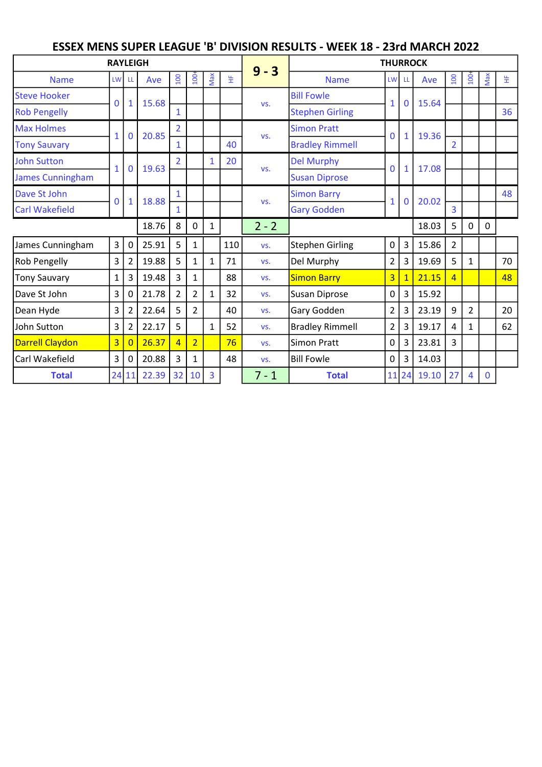# ESSEX MENS SUPER LEAGUE 'B' DIVISION RESULTS - WEEK 18 - 23rd MARCH 2022

| RAYLEIGH | | | | | | | | 9 - 3 | THURROCK | | | | | | | |
|---|---|---|---|---|---|---|---|---|---|---|---|---|---|---|---|---|
| Name | LW | LL | Ave | 100 | 100+ | Max | HF | | Name | LW | LL | Ave | 100 | 100+ | Max | HF |
| Steve Hooker | 0 | 1 | 15.68 | | | | | vs. | Bill Fowle | 1 | 0 | 15.64 | | | | |
| Rob Pengelly | | | | 1 | | | | | Stephen Girling | | | | | | | 36 |
| Max Holmes | 1 | 0 | 20.85 | 2 | | | | vs. | Simon Pratt | 0 | 1 | 19.36 | | | | |
| Tony Sauvary | | | | 1 | | | 40 | | Bradley Rimmell | | | | 2 | | | |
| John Sutton | 1 | 0 | 19.63 | 2 | | 1 | 20 | vs. | Del Murphy | 0 | 1 | 17.08 | | | | |
| James Cunningham | | | | | | | | | Susan Diprose | | | | | | | |
| Dave St John | 0 | 1 | 18.88 | 1 | | | | vs. | Simon Barry | 1 | 0 | 20.02 | | | | 48 |
| Carl Wakefield | | | | 1 | | | | | Gary Godden | | | | 3 | | | |
| | | | 18.76 | 8 | 0 | 1 | | 2 - 2 | | | | 18.03 | 5 | 0 | 0 | |
| James Cunningham | 3 | 0 | 25.91 | 5 | 1 | | 110 | vs. | Stephen Girling | 0 | 3 | 15.86 | 2 | | | |
| Rob Pengelly | 3 | 2 | 19.88 | 5 | 1 | 1 | 71 | vs. | Del Murphy | 2 | 3 | 19.69 | 5 | 1 | | 70 |
| Tony Sauvary | 1 | 3 | 19.48 | 3 | 1 | | 88 | vs. | Simon Barry | 3 | 1 | 21.15 | 4 | | | 48 |
| Dave St John | 3 | 0 | 21.78 | 2 | 2 | 1 | 32 | vs. | Susan Diprose | 0 | 3 | 15.92 | | | | |
| Dean Hyde | 3 | 2 | 22.64 | 5 | 2 | | 40 | vs. | Gary Godden | 2 | 3 | 23.19 | 9 | 2 | | 20 |
| John Sutton | 3 | 2 | 22.17 | 5 | | 1 | 52 | vs. | Bradley Rimmell | 2 | 3 | 19.17 | 4 | 1 | | 62 |
| Darrell Claydon | 3 | 0 | 26.37 | 4 | 2 | | 76 | vs. | Simon Pratt | 0 | 3 | 23.81 | 3 | | | |
| Carl Wakefield | 3 | 0 | 20.88 | 3 | 1 | | 48 | vs. | Bill Fowle | 0 | 3 | 14.03 | | | | |
| **Total** | 24 | 11 | 22.39 | 32 | 10 | 3 | | 7 - 1 | **Total** | 11 | 24 | 19.10 | 27 | 4 | 0 | |